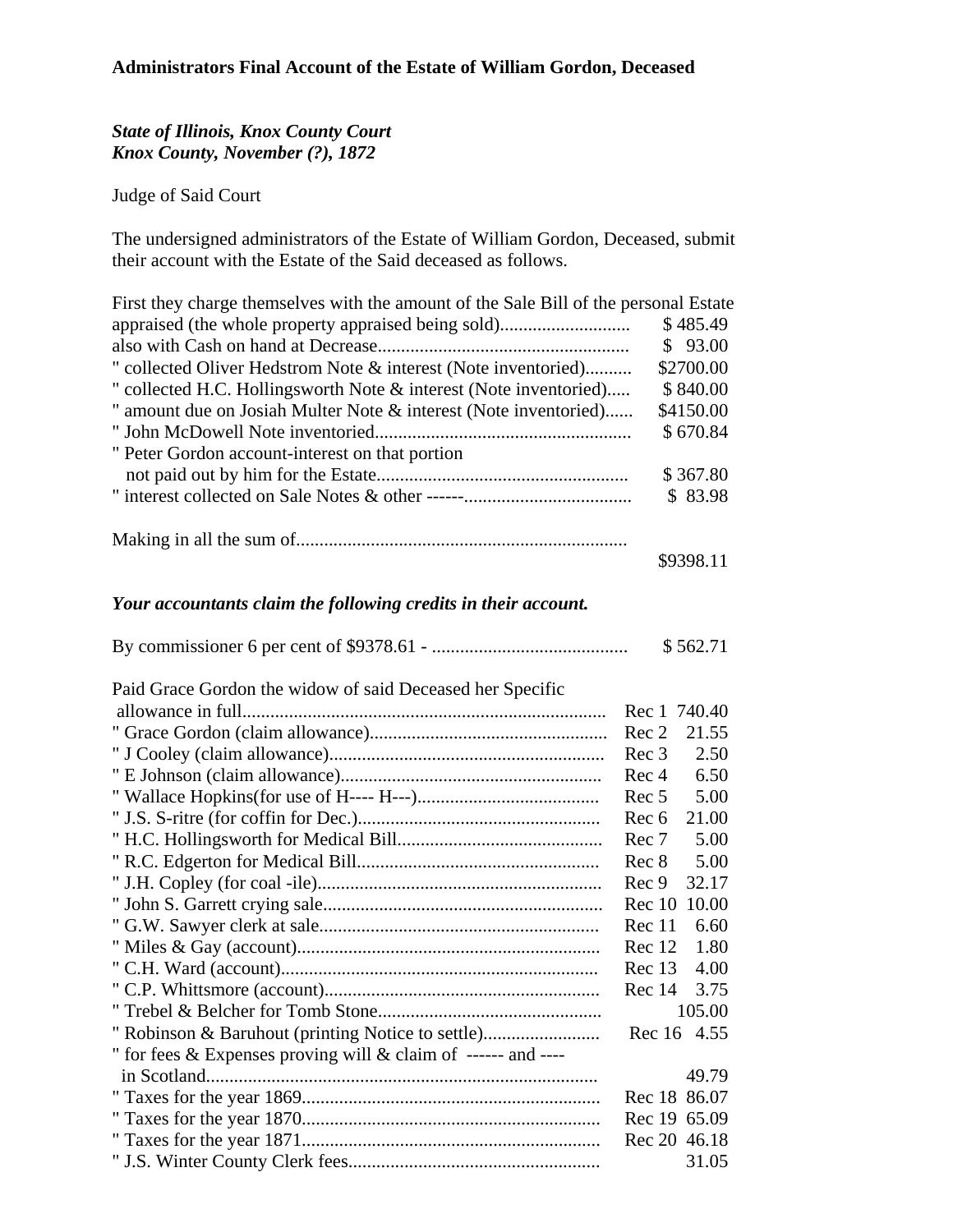**Administrators Final Account of the Estate of William Gordon, Deceased**

***State of Illinois, Knox County Court***
***Knox County, November (?), 1872***

Judge of Said Court

The undersigned administrators of the Estate of William Gordon, Deceased, submit their account with the Estate of the Said deceased as follows.

| First they charge themselves with the amount of the Sale Bill of the personal Estate | |
|---|---|
| appraised (the whole property appraised being sold)............................ | $ 485.49 |
| also with Cash on hand at Decrease...................................................... | $ 93.00 |
| " collected Oliver Hedstrom Note & interest (Note inventoried).......... | $2700.00 |
| " collected H.C. Hollingsworth Note & interest (Note inventoried)..... | $ 840.00 |
| " amount due on Josiah Multer Note & interest (Note inventoried)...... | $4150.00 |
| " John McDowell Note inventoried....................................................... | $ 670.84 |
| " Peter Gordon account-interest on that portion not paid out by him for the Estate...................................................... | $ 367.80 |
| " interest collected on Sale Notes & other ------.................................... | $ 83.98 |
| Making in all the sum of....................................................................... | $9398.11 |

***Your accountants claim the following credits in their account.***

| | | |
|---|---|---|
| By commissioner 6 per cent of $9378.61 - .......................................... | | $ 562.71 |
| Paid Grace Gordon the widow of said Deceased her Specific allowance in full.............................................................................. | Rec 1 | 740.40 |
| " Grace Gordon (claim allowance)................................................... | Rec 2 | 21.55 |
| " J Cooley (claim allowance)........................................................... | Rec 3 | 2.50 |
| " E Johnson (claim allowance)........................................................ | Rec 4 | 6.50 |
| " Wallace Hopkins(for use of H---- H---)....................................... | Rec 5 | 5.00 |
| " J.S. S-ritre (for coffin for Dec.).................................................... | Rec 6 | 21.00 |
| " H.C. Hollingsworth for Medical Bill............................................ | Rec 7 | 5.00 |
| " R.C. Edgerton for Medical Bill.................................................... | Rec 8 | 5.00 |
| " J.H. Copley (for coal -ile)............................................................. | Rec 9 | 32.17 |
| " John S. Garrett crying sale............................................................ | Rec 10 | 10.00 |
| " G.W. Sawyer clerk at sale............................................................ | Rec 11 | 6.60 |
| " Miles & Gay (account)................................................................. | Rec 12 | 1.80 |
| " C.H. Ward (account).................................................................... | Rec 13 | 4.00 |
| " C.P. Whittsmore (account)........................................................... | Rec 14 | 3.75 |
| " Trebel & Belcher for Tomb Stone................................................ | | 105.00 |
| " Robinson & Baruhout (printing Notice to settle)......................... | Rec 16 | 4.55 |
| " for fees & Expenses proving will & claim of ------ and ---- in Scotland..................................................................................... | | 49.79 |
| " Taxes for the year 1869................................................................ | Rec 18 | 86.07 |
| " Taxes for the year 1870................................................................ | Rec 19 | 65.09 |
| " Taxes for the year 1871................................................................ | Rec 20 | 46.18 |
| " J.S. Winter County Clerk fees...................................................... | | 31.05 |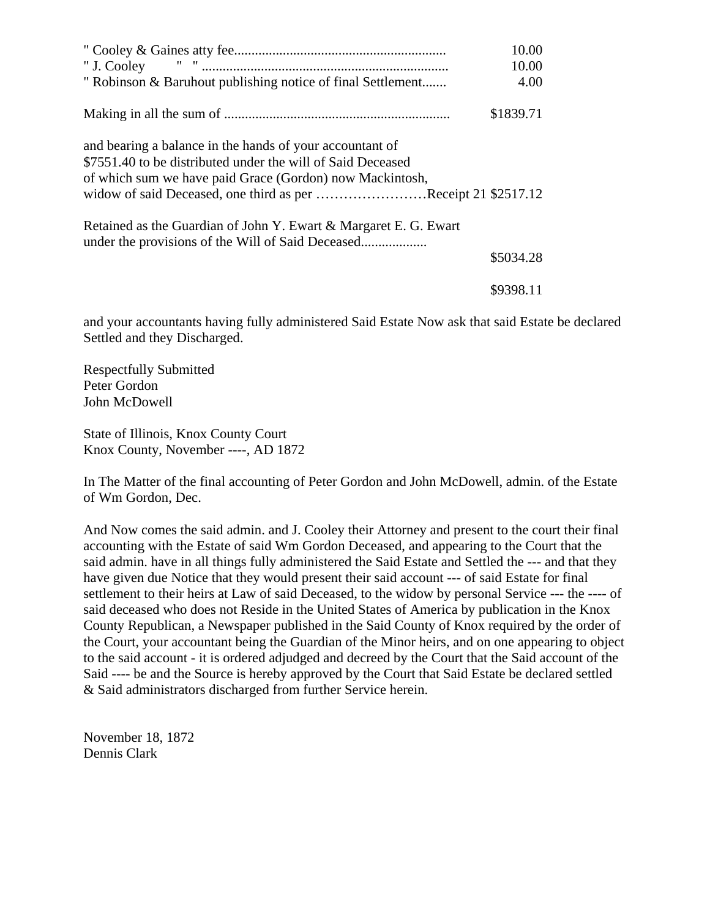| | |
|---|---|
| " Cooley & Gaines atty fee............................................................ | 10.00 |
| " J. Cooley " " ...................................................................... | 10.00 |
| " Robinson & Baruhout publishing notice of final Settlement....... | 4.00 |
| Making in all the sum of ................................................................ | $1839.71 |
| and bearing a balance in the hands of your accountant of $7551.40 to be distributed under the will of Said Deceased of which sum we have paid Grace (Gordon) now Mackintosh, widow of said Deceased, one third as per ……………………Receipt 21 | $2517.12 |
| Retained as the Guardian of John Y. Ewart & Margaret E. G. Ewart under the provisions of the Will of Said Deceased.................. | $5034.28 |
| | $9398.11 |

and your accountants having fully administered Said Estate Now ask that said Estate be declared Settled and they Discharged.

Respectfully Submitted
Peter Gordon
John McDowell

State of Illinois, Knox County Court
Knox County, November ----, AD 1872

In The Matter of the final accounting of Peter Gordon and John McDowell, admin. of the Estate of Wm Gordon, Dec.

And Now comes the said admin. and J. Cooley their Attorney and present to the court their final accounting with the Estate of said Wm Gordon Deceased, and appearing to the Court that the said admin. have in all things fully administered the Said Estate and Settled the --- and that they have given due Notice that they would present their said account --- of said Estate for final settlement to their heirs at Law of said Deceased, to the widow by personal Service --- the ---- of said deceased who does not Reside in the United States of America by publication in the Knox County Republican, a Newspaper published in the Said County of Knox required by the order of the Court, your accountant being the Guardian of the Minor heirs, and on one appearing to object to the said account - it is ordered adjudged and decreed by the Court that the Said account of the Said ---- be and the Source is hereby approved by the Court that Said Estate be declared settled & Said administrators discharged from further Service herein.

November 18, 1872
Dennis Clark